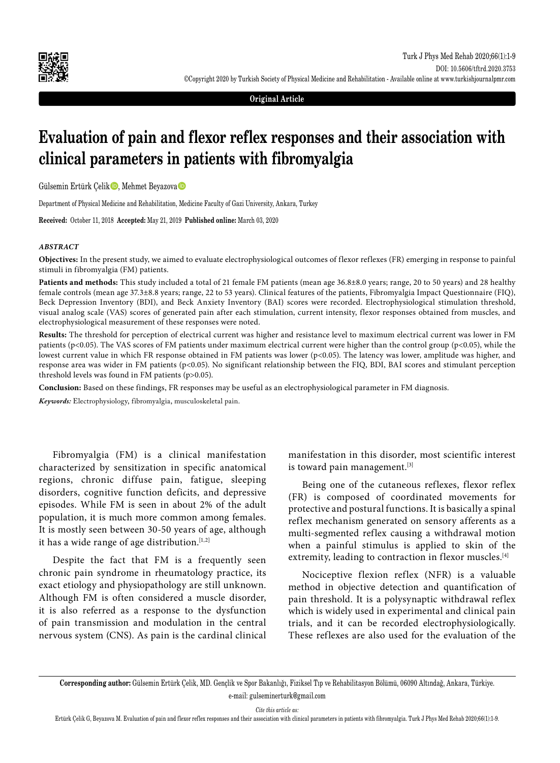Original Article

# Evaluation of pain and flexor reflex responses and their association with clinical parameters in patients with fibromyalgia

Gülsemin Ertürk Çelik, Mehmet Beyazova

Department of Physical Medicine and Rehabilitation, Medicine Faculty of Gazi University, Ankara, Turkey

**Received:** October 11, 2018 **Accepted:** May 21, 2019 **Published online:** March 03, 2020

### *ABSTRACT*

**Objectives:** In the present study, we aimed to evaluate electrophysiological outcomes of flexor reflexes (FR) emerging in response to painful stimuli in fibromyalgia (FM) patients.

**Patients and methods:** This study included a total of 21 female FM patients (mean age 36.8±8.0 years; range, 20 to 50 years) and 28 healthy female controls (mean age 37.3±8.8 years; range, 22 to 53 years). Clinical features of the patients, Fibromyalgia Impact Questionnaire (FIQ), Beck Depression Inventory (BDI), and Beck Anxiety Inventory (BAI) scores were recorded. Electrophysiological stimulation threshold, visual analog scale (VAS) scores of generated pain after each stimulation, current intensity, flexor responses obtained from muscles, and electrophysiological measurement of these responses were noted.

**Results:** The threshold for perception of electrical current was higher and resistance level to maximum electrical current was lower in FM patients ($p<0.05$). The VAS scores of FM patients under maximum electrical current were higher than the control group ($p<0.05$), while the lowest current value in which FR response obtained in FM patients was lower ($p<0.05$). The latency was lower, amplitude was higher, and response area was wider in FM patients ($p<0.05$). No significant relationship between the FIQ, BDI, BAI scores and stimulant perception threshold levels was found in FM patients ($p>0.05$).

**Conclusion:** Based on these findings, FR responses may be useful as an electrophysiological parameter in FM diagnosis.

***Keywords:*** Electrophysiology, fibromyalgia, musculoskeletal pain.

Fibromyalgia (FM) is a clinical manifestation characterized by sensitization in specific anatomical regions, chronic diffuse pain, fatigue, sleeping disorders, cognitive function deficits, and depressive episodes. While FM is seen in about 2% of the adult population, it is much more common among females. It is mostly seen between 30-50 years of age, although it has a wide range of age distribution.[1,2]

Despite the fact that FM is a frequently seen chronic pain syndrome in rheumatology practice, its exact etiology and physiopathology are still unknown. Although FM is often considered a muscle disorder, it is also referred as a response to the dysfunction of pain transmission and modulation in the central nervous system (CNS). As pain is the cardinal clinical manifestation in this disorder, most scientific interest is toward pain management.[3]

Being one of the cutaneous reflexes, flexor reflex (FR) is composed of coordinated movements for protective and postural functions. It is basically a spinal reflex mechanism generated on sensory afferents as a multi-segmented reflex causing a withdrawal motion when a painful stimulus is applied to skin of the extremity, leading to contraction in flexor muscles.[4]

Nociceptive flexion reflex (NFR) is a valuable method in objective detection and quantification of pain threshold. It is a polysynaptic withdrawal reflex which is widely used in experimental and clinical pain trials, and it can be recorded electrophysiologically. These reflexes are also used for the evaluation of the

**Corresponding author:** Gülsemin Ertürk Çelik, MD. Gençlik ve Spor Bakanlığı, Fiziksel Tıp ve Rehabilitasyon Bölümü, 06090 Altındağ, Ankara, Türkiye.
e-mail: gulseminerturk@gmail.com

*Cite this article as:*
Ertürk Çelik G, Beyazova M. Evaluation of pain and flexor reflex responses and their association with clinical parameters in patients with fibromyalgia. Turk J Phys Med Rehab 2020;66(1):1-9.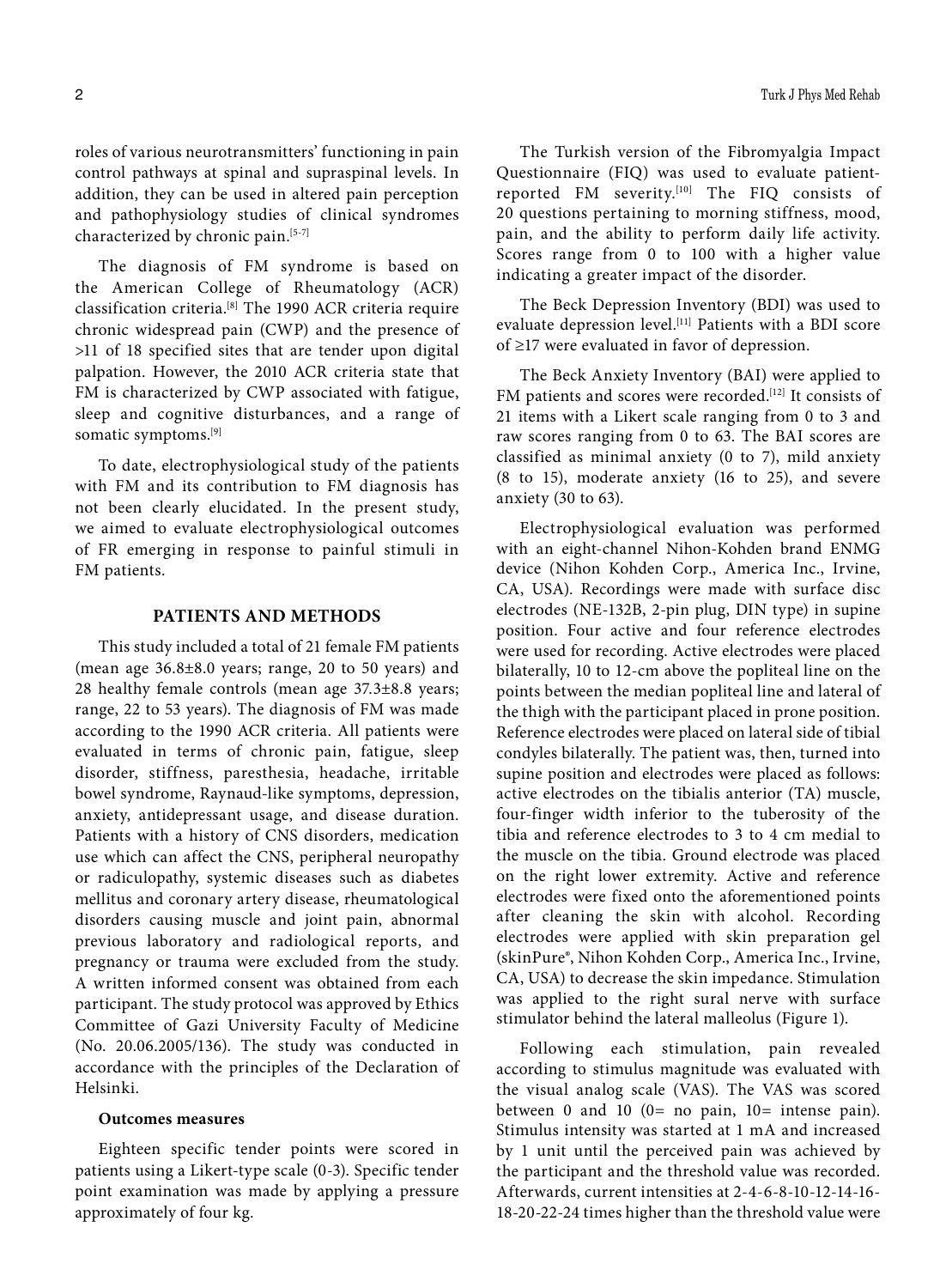roles of various neurotransmitters' functioning in pain control pathways at spinal and supraspinal levels. In addition, they can be used in altered pain perception and pathophysiology studies of clinical syndromes characterized by chronic pain.[5-7]

The diagnosis of FM syndrome is based on the American College of Rheumatology (ACR) classification criteria.[8] The 1990 ACR criteria require chronic widespread pain (CWP) and the presence of >11 of 18 specified sites that are tender upon digital palpation. However, the 2010 ACR criteria state that FM is characterized by CWP associated with fatigue, sleep and cognitive disturbances, and a range of somatic symptoms.[9]

To date, electrophysiological study of the patients with FM and its contribution to FM diagnosis has not been clearly elucidated. In the present study, we aimed to evaluate electrophysiological outcomes of FR emerging in response to painful stimuli in FM patients.

## PATIENTS AND METHODS

This study included a total of 21 female FM patients (mean age 36.8±8.0 years; range, 20 to 50 years) and 28 healthy female controls (mean age 37.3±8.8 years; range, 22 to 53 years). The diagnosis of FM was made according to the 1990 ACR criteria. All patients were evaluated in terms of chronic pain, fatigue, sleep disorder, stiffness, paresthesia, headache, irritable bowel syndrome, Raynaud-like symptoms, depression, anxiety, antidepressant usage, and disease duration. Patients with a history of CNS disorders, medication use which can affect the CNS, peripheral neuropathy or radiculopathy, systemic diseases such as diabetes mellitus and coronary artery disease, rheumatological disorders causing muscle and joint pain, abnormal previous laboratory and radiological reports, and pregnancy or trauma were excluded from the study. A written informed consent was obtained from each participant. The study protocol was approved by Ethics Committee of Gazi University Faculty of Medicine (No. 20.06.2005/136). The study was conducted in accordance with the principles of the Declaration of Helsinki.

### Outcomes measures

Eighteen specific tender points were scored in patients using a Likert-type scale (0-3). Specific tender point examination was made by applying a pressure approximately of four kg.

The Turkish version of the Fibromyalgia Impact Questionnaire (FIQ) was used to evaluate patient-reported FM severity.[10] The FIQ consists of 20 questions pertaining to morning stiffness, mood, pain, and the ability to perform daily life activity. Scores range from 0 to 100 with a higher value indicating a greater impact of the disorder.

The Beck Depression Inventory (BDI) was used to evaluate depression level.[11] Patients with a BDI score of ≥17 were evaluated in favor of depression.

The Beck Anxiety Inventory (BAI) were applied to FM patients and scores were recorded.[12] It consists of 21 items with a Likert scale ranging from 0 to 3 and raw scores ranging from 0 to 63. The BAI scores are classified as minimal anxiety (0 to 7), mild anxiety (8 to 15), moderate anxiety (16 to 25), and severe anxiety (30 to 63).

Electrophysiological evaluation was performed with an eight-channel Nihon-Kohden brand ENMG device (Nihon Kohden Corp., America Inc., Irvine, CA, USA). Recordings were made with surface disc electrodes (NE-132B, 2-pin plug, DIN type) in supine position. Four active and four reference electrodes were used for recording. Active electrodes were placed bilaterally, 10 to 12-cm above the popliteal line on the points between the median popliteal line and lateral of the thigh with the participant placed in prone position. Reference electrodes were placed on lateral side of tibial condyles bilaterally. The patient was, then, turned into supine position and electrodes were placed as follows: active electrodes on the tibialis anterior (TA) muscle, four-finger width inferior to the tuberosity of the tibia and reference electrodes to 3 to 4 cm medial to the muscle on the tibia. Ground electrode was placed on the right lower extremity. Active and reference electrodes were fixed onto the aforementioned points after cleaning the skin with alcohol. Recording electrodes were applied with skin preparation gel (skinPure®, Nihon Kohden Corp., America Inc., Irvine, CA, USA) to decrease the skin impedance. Stimulation was applied to the right sural nerve with surface stimulator behind the lateral malleolus (Figure 1).

Following each stimulation, pain revealed according to stimulus magnitude was evaluated with the visual analog scale (VAS). The VAS was scored between 0 and 10 (0= no pain, 10= intense pain). Stimulus intensity was started at 1 mA and increased by 1 unit until the perceived pain was achieved by the participant and the threshold value was recorded. Afterwards, current intensities at 2-4-6-8-10-12-14-16-18-20-22-24 times higher than the threshold value were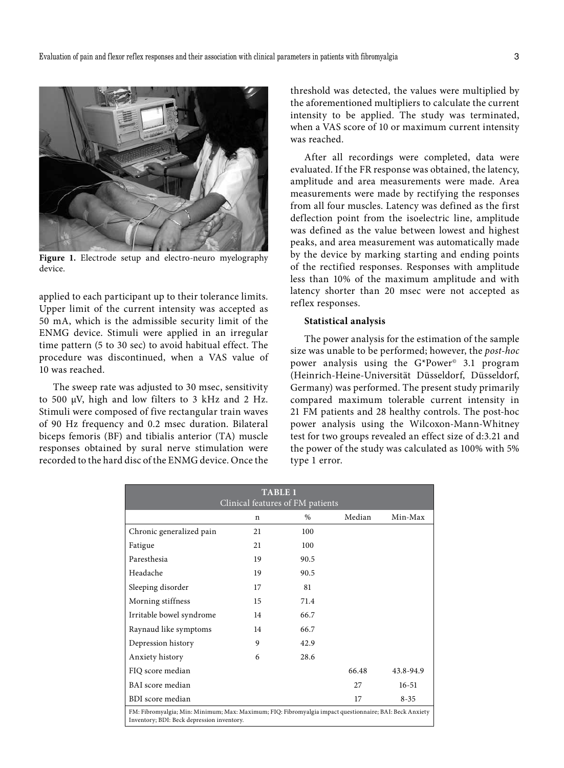Figure 1. Electrode setup and electro-neuro myelography device.

applied to each participant up to their tolerance limits. Upper limit of the current intensity was accepted as 50 mA, which is the admissible security limit of the ENMG device. Stimuli were applied in an irregular time pattern (5 to 30 sec) to avoid habitual effect. The procedure was discontinued, when a VAS value of 10 was reached.

The sweep rate was adjusted to 30 msec, sensitivity to 500 μV, high and low filters to 3 kHz and 2 Hz. Stimuli were composed of five rectangular train waves of 90 Hz frequency and 0.2 msec duration. Bilateral biceps femoris (BF) and tibialis anterior (TA) muscle responses obtained by sural nerve stimulation were recorded to the hard disc of the ENMG device. Once the threshold was detected, the values were multiplied by the aforementioned multipliers to calculate the current intensity to be applied. The study was terminated, when a VAS score of 10 or maximum current intensity was reached.

After all recordings were completed, data were evaluated. If the FR response was obtained, the latency, amplitude and area measurements were made. Area measurements were made by rectifying the responses from all four muscles. Latency was defined as the first deflection point from the isoelectric line, amplitude was defined as the value between lowest and highest peaks, and area measurement was automatically made by the device by marking starting and ending points of the rectified responses. Responses with amplitude less than 10% of the maximum amplitude and with latency shorter than 20 msec were not accepted as reflex responses.

### Statistical analysis

The power analysis for the estimation of the sample size was unable to be performed; however, the *post-hoc* power analysis using the G*Power© 3.1 program (Heinrich-Heine-Universität Düsseldorf, Düsseldorf, Germany) was performed. The present study primarily compared maximum tolerable current intensity in 21 FM patients and 28 healthy controls. The post-hoc power analysis using the Wilcoxon-Mann-Whitney test for two groups revealed an effect size of d:3.21 and the power of the study was calculated as 100% with 5% type 1 error.

**TABLE 1**
Clinical features of FM patients

| | n | % | Median | Min-Max |
|---|---|---|---|---|
| Chronic generalized pain | 21 | 100 | | |
| Fatigue | 21 | 100 | | |
| Paresthesia | 19 | 90.5 | | |
| Headache | 19 | 90.5 | | |
| Sleeping disorder | 17 | 81 | | |
| Morning stiffness | 15 | 71.4 | | |
| Irritable bowel syndrome | 14 | 66.7 | | |
| Raynaud like symptoms | 14 | 66.7 | | |
| Depression history | 9 | 42.9 | | |
| Anxiety history | 6 | 28.6 | | |
| FIQ score median | | | 66.48 | 43.8-94.9 |
| BAI score median | | | 27 | 16-51 |
| BDI score median | | | 17 | 8-35 |

FM: Fibromyalgia; Min: Minimum; Max: Maximum; FIQ: Fibromyalgia impact questionnaire; BAI: Beck Anxiety Inventory; BDI: Beck depression inventory.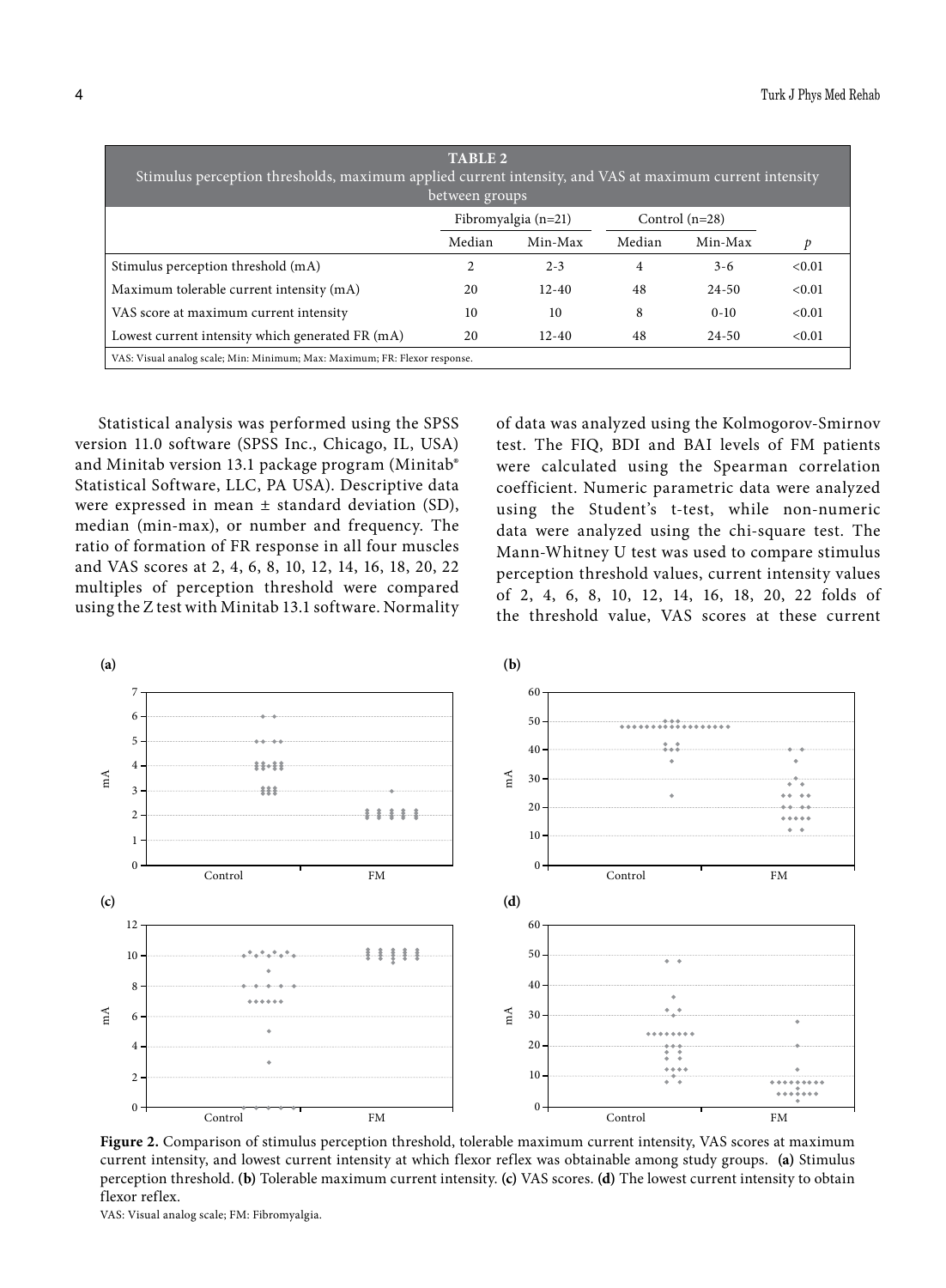**TABLE 2**
Stimulus perception thresholds, maximum applied current intensity, and VAS at maximum current intensity between groups

| | Fibromyalgia (n=21) | | Control (n=28) | | |
|---|---|---|---|---|---|
| | Median | Min-Max | Median | Min-Max | *p* |
| Stimulus perception threshold (mA) | 2 | 2-3 | 4 | 3-6 | <0.01 |
| Maximum tolerable current intensity (mA) | 20 | 12-40 | 48 | 24-50 | <0.01 |
| VAS score at maximum current intensity | 10 | 10 | 8 | 0-10 | <0.01 |
| Lowest current intensity which generated FR (mA) | 20 | 12-40 | 48 | 24-50 | <0.01 |

VAS: Visual analog scale; Min: Minimum; Max: Maximum; FR: Flexor response.

Statistical analysis was performed using the SPSS version 11.0 software (SPSS Inc., Chicago, IL, USA) and Minitab version 13.1 package program (Minitab® Statistical Software, LLC, PA USA). Descriptive data were expressed in mean ± standard deviation (SD), median (min-max), or number and frequency. The ratio of formation of FR response in all four muscles and VAS scores at 2, 4, 6, 8, 10, 12, 14, 16, 18, 20, 22 multiples of perception threshold were compared using the Z test with Minitab 13.1 software. Normality of data was analyzed using the Kolmogorov-Smirnov test. The FIQ, BDI and BAI levels of FM patients were calculated using the Spearman correlation coefficient. Numeric parametric data were analyzed using the Student's t-test, while non-numeric data were analyzed using the chi-square test. The Mann-Whitney U test was used to compare stimulus perception threshold values, current intensity values of 2, 4, 6, 8, 10, 12, 14, 16, 18, 20, 22 folds of the threshold value, VAS scores at these current

**Figure 2.** Comparison of stimulus perception threshold, tolerable maximum current intensity, VAS scores at maximum current intensity, and lowest current intensity at which flexor reflex was obtainable among study groups. **(a)** Stimulus perception threshold. **(b)** Tolerable maximum current intensity. **(c)** VAS scores. **(d)** The lowest current intensity to obtain flexor reflex.

VAS: Visual analog scale; FM: Fibromyalgia.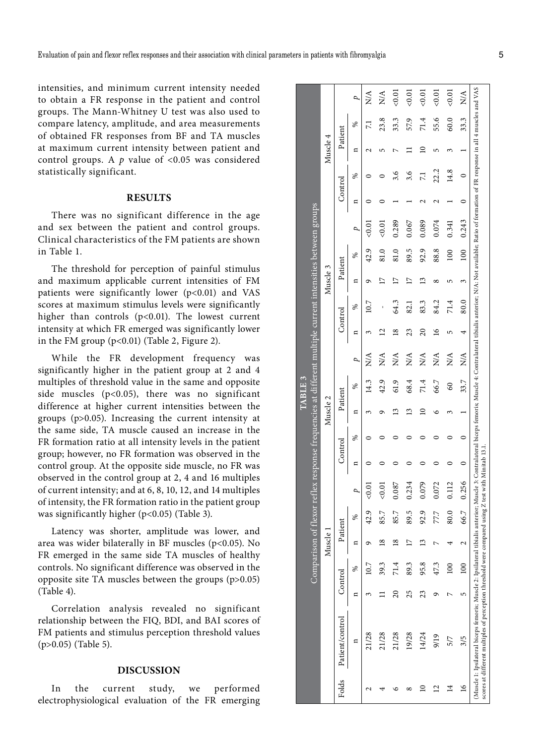intensities, and minimum current intensity needed to obtain a FR response in the patient and control groups. The Mann-Whitney U test was also used to compare latency, amplitude, and area measurements of obtained FR responses from BF and TA muscles at maximum current intensity between patient and control groups. A *p* value of <0.05 was considered statistically significant.

## RESULTS

There was no significant difference in the age and sex between the patient and control groups. Clinical characteristics of the FM patients are shown in Table 1.

The threshold for perception of painful stimulus and maximum applicable current intensities of FM patients were significantly lower (p<0.01) and VAS scores at maximum stimulus levels were significantly higher than controls (p<0.01). The lowest current intensity at which FR emerged was significantly lower in the FM group (p<0.01) (Table 2, Figure 2).

While the FR development frequency was significantly higher in the patient group at 2 and 4 multiples of threshold value in the same and opposite side muscles (p<0.05), there was no significant difference at higher current intensities between the groups (p>0.05). Increasing the current intensity at the same side, TA muscle caused an increase in the FR formation ratio at all intensity levels in the patient group; however, no FR formation was observed in the control group. At the opposite side muscle, no FR was observed in the control group at 2, 4 and 16 multiples of current intensity; and at 6, 8, 10, 12, and 14 multiples of intensity, the FR formation ratio in the patient group was significantly higher (p<0.05) (Table 3).

Latency was shorter, amplitude was lower, and area was wider bilaterally in BF muscles (p<0.05). No FR emerged in the same side TA muscles of healthy controls. No significant difference was observed in the opposite site TA muscles between the groups (p>0.05) (Table 4).

Correlation analysis revealed no significant relationship between the FIQ, BDI, and BAI scores of FM patients and stimulus perception threshold values (p>0.05) (Table 5).

## DISCUSSION

In the current study, we performed electrophysiological evaluation of the FR emerging

**TABLE 3**

**Comparison of flexor reflex response frequencies at different multiple current intensities between groups**

| Folds | Patient/control | Muscle 1 | | | | | Muscle 2 | | | | | Muscle 3 | | | | | Muscle 4 | | | | |
|---|---|---|---|---|---|---|---|---|---|---|---|---|---|---|---|---|---|---|---|---|---|
| | | Control | | Patient | | | Control | | Patient | | | Control | | Patient | | | Control | | Patient | | |
| | n | n | % | n | % | *p* | n | % | n | % | *p* | n | % | n | % | *p* | n | % | n | % | *p* |
| 2 | 21/28 | 3 | 10.7 | 9 | 42.9 | <0.01 | 0 | 0 | 3 | 14.3 | N/A | 3 | 10.7 | 9 | 42.9 | <0.01 | 0 | 0 | 2 | 7.1 | N/A |
| 4 | 21/28 | 11 | 39.3 | 18 | 85.7 | <0.01 | 0 | 0 | 9 | 42.9 | N/A | 12 | - | 17 | 81.0 | <0.01 | 0 | 0 | 5 | 23.8 | N/A |
| 6 | 21/28 | 20 | 71.4 | 18 | 85.7 | 0.087 | 0 | 0 | 13 | 61.9 | N/A | 18 | 64.3 | 17 | 81.0 | 0.289 | 1 | 3.6 | 7 | 33.3 | <0.01 |
| 8 | 19/28 | 25 | 89.3 | 17 | 89.5 | 0.234 | 0 | 0 | 13 | 68.4 | N/A | 23 | 82.1 | 17 | 89.5 | 0.067 | 1 | 3.6 | 11 | 57.9 | <0.01 |
| 10 | 14/24 | 23 | 95.8 | 13 | 92.9 | 0.079 | 0 | 0 | 10 | 71.4 | N/A | 20 | 83.3 | 13 | 92.9 | 0.089 | 2 | 7.1 | 10 | 71.4 | <0.01 |
| 12 | 9/19 | 9 | 47.3 | 7 | 77.7 | 0.072 | 0 | 0 | 6 | 66.7 | N/A | 16 | 84.2 | 8 | 88.8 | 0.074 | 2 | 22.2 | 5 | 55.6 | <0.01 |
| 14 | 5/7 | 7 | 100 | 4 | 80.0 | 0.112 | 0 | 0 | 3 | 60 | N/A | 5 | 71.4 | 5 | 100 | 0.341 | 1 | 14.8 | 3 | 60.0 | <0.01 |
| 16 | 3/5 | 5 | 100 | 2 | 66.7 | 0.256 | 0 | 0 | 1 | 33.7 | N/A | 4 | 80.0 | 3 | 100 | 0.243 | 0 | 0 | 1 | 33.3 | N/A |

(Muscle 1: Ipsilateral biceps femoris; Muscle 2: Ipsilateral tibialis anterior; Muscle 3: Contralateral biceps femoris; Muscle 4: Contralateral tibialis anterior; N/A: Not available; Ratio of formation of FR response in all 4 muscles and VAS scores at different multiples of perception threshold were compared using Z test with Minitab 13.1.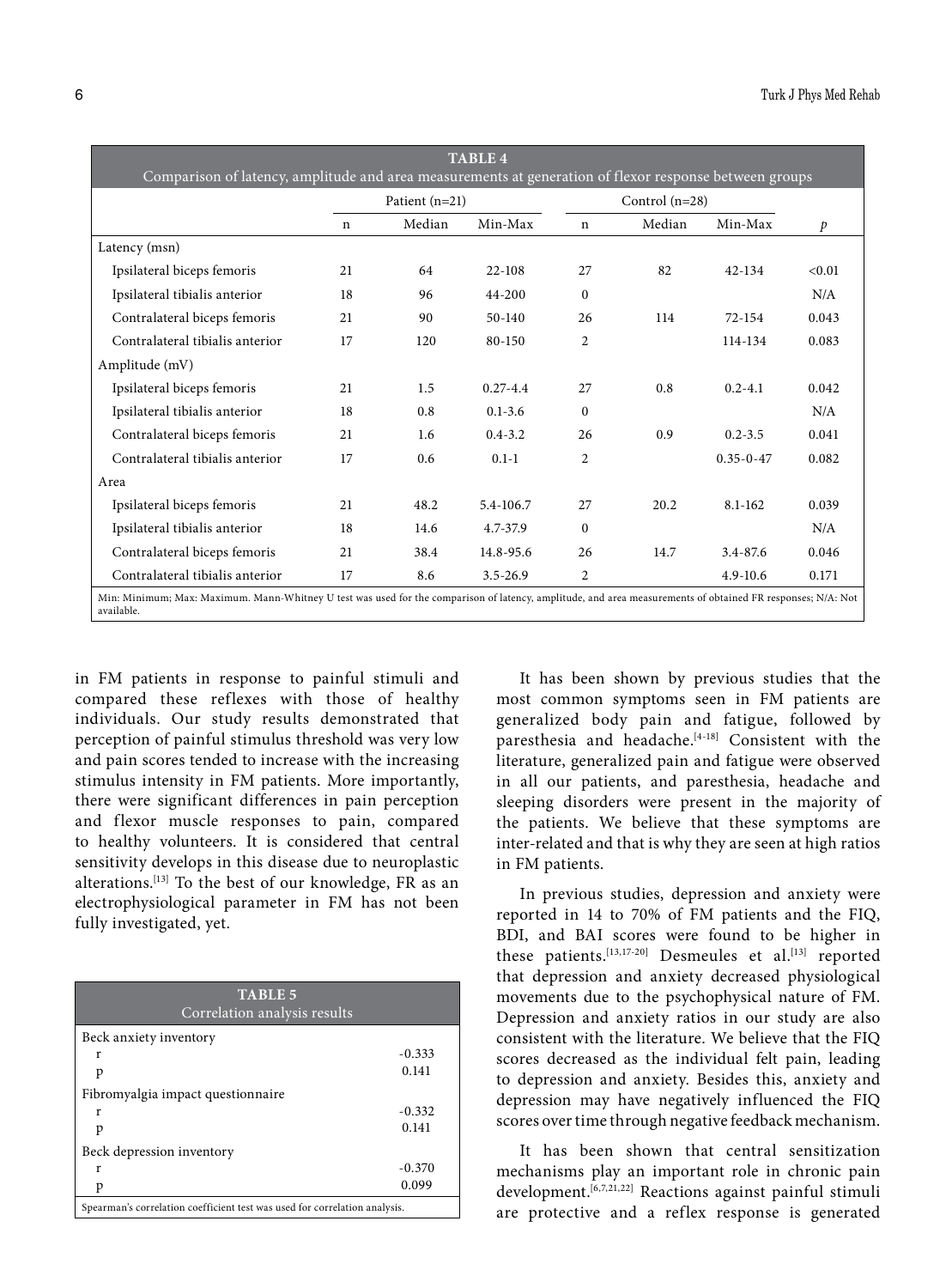**TABLE 4**
Comparison of latency, amplitude and area measurements at generation of flexor response between groups

| | Patient (n=21) | | | Control (n=28) | | | |
|---|---|---|---|---|---|---|---|
| | n | Median | Min-Max | n | Median | Min-Max | $p$ |
| Latency (msn) | | | | | | | |
| Ipsilateral biceps femoris | 21 | 64 | 22-108 | 27 | 82 | 42-134 | <0.01 |
| Ipsilateral tibialis anterior | 18 | 96 | 44-200 | 0 | | | N/A |
| Contralateral biceps femoris | 21 | 90 | 50-140 | 26 | 114 | 72-154 | 0.043 |
| Contralateral tibialis anterior | 17 | 120 | 80-150 | 2 | | 114-134 | 0.083 |
| Amplitude (mV) | | | | | | | |
| Ipsilateral biceps femoris | 21 | 1.5 | 0.27-4.4 | 27 | 0.8 | 0.2-4.1 | 0.042 |
| Ipsilateral tibialis anterior | 18 | 0.8 | 0.1-3.6 | 0 | | | N/A |
| Contralateral biceps femoris | 21 | 1.6 | 0.4-3.2 | 26 | 0.9 | 0.2-3.5 | 0.041 |
| Contralateral tibialis anterior | 17 | 0.6 | 0.1-1 | 2 | | 0.35-0-47 | 0.082 |
| Area | | | | | | | |
| Ipsilateral biceps femoris | 21 | 48.2 | 5.4-106.7 | 27 | 20.2 | 8.1-162 | 0.039 |
| Ipsilateral tibialis anterior | 18 | 14.6 | 4.7-37.9 | 0 | | | N/A |
| Contralateral biceps femoris | 21 | 38.4 | 14.8-95.6 | 26 | 14.7 | 3.4-87.6 | 0.046 |
| Contralateral tibialis anterior | 17 | 8.6 | 3.5-26.9 | 2 | | 4.9-10.6 | 0.171 |

Min: Minimum; Max: Maximum. Mann-Whitney U test was used for the comparison of latency, amplitude, and area measurements of obtained FR responses; N/A: Not available.

in FM patients in response to painful stimuli and compared these reflexes with those of healthy individuals. Our study results demonstrated that perception of painful stimulus threshold was very low and pain scores tended to increase with the increasing stimulus intensity in FM patients. More importantly, there were significant differences in pain perception and flexor muscle responses to pain, compared to healthy volunteers. It is considered that central sensitivity develops in this disease due to neuroplastic alterations.[13] To the best of our knowledge, FR as an electrophysiological parameter in FM has not been fully investigated, yet.

**TABLE 5**
Correlation analysis results

| | |
|---|---|
| Beck anxiety inventory | |
| r | -0.333 |
| p | 0.141 |
| Fibromyalgia impact questionnaire | |
| r | -0.332 |
| p | 0.141 |
| Beck depression inventory | |
| r | -0.370 |
| p | 0.099 |

Spearman's correlation coefficient test was used for correlation analysis.

It has been shown by previous studies that the most common symptoms seen in FM patients are generalized body pain and fatigue, followed by paresthesia and headache.[4-18] Consistent with the literature, generalized pain and fatigue were observed in all our patients, and paresthesia, headache and sleeping disorders were present in the majority of the patients. We believe that these symptoms are inter-related and that is why they are seen at high ratios in FM patients.

In previous studies, depression and anxiety were reported in 14 to 70% of FM patients and the FIQ, BDI, and BAI scores were found to be higher in these patients.[13,17-20] Desmeules et al.[13] reported that depression and anxiety decreased physiological movements due to the psychophysical nature of FM. Depression and anxiety ratios in our study are also consistent with the literature. We believe that the FIQ scores decreased as the individual felt pain, leading to depression and anxiety. Besides this, anxiety and depression may have negatively influenced the FIQ scores over time through negative feedback mechanism.

It has been shown that central sensitization mechanisms play an important role in chronic pain development.[6,7,21,22] Reactions against painful stimuli are protective and a reflex response is generated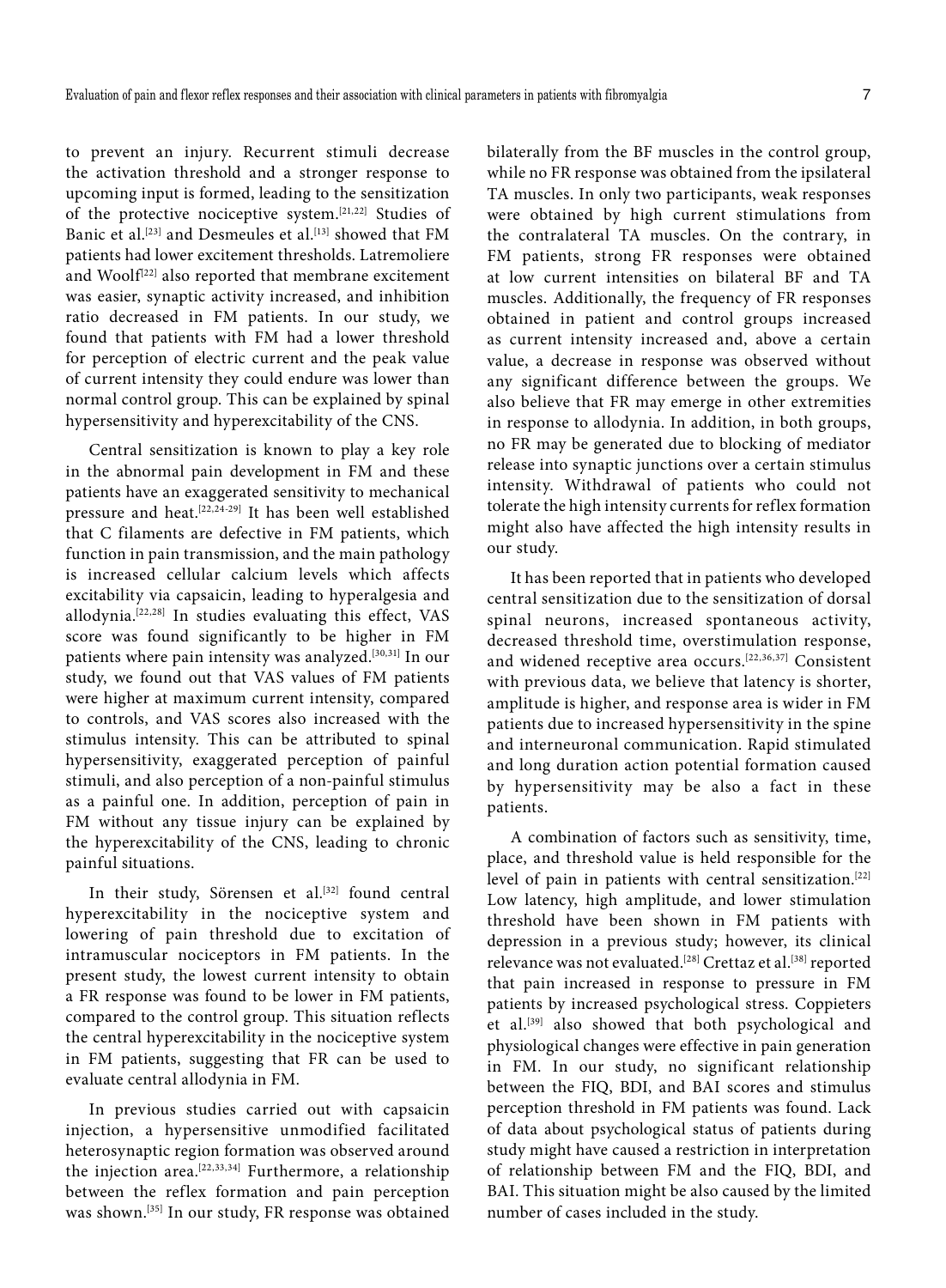to prevent an injury. Recurrent stimuli decrease the activation threshold and a stronger response to upcoming input is formed, leading to the sensitization of the protective nociceptive system.[21,22] Studies of Banic et al.[23] and Desmeules et al.[13] showed that FM patients had lower excitement thresholds. Latremoliere and Woolf[22] also reported that membrane excitement was easier, synaptic activity increased, and inhibition ratio decreased in FM patients. In our study, we found that patients with FM had a lower threshold for perception of electric current and the peak value of current intensity they could endure was lower than normal control group. This can be explained by spinal hypersensitivity and hyperexcitability of the CNS.

Central sensitization is known to play a key role in the abnormal pain development in FM and these patients have an exaggerated sensitivity to mechanical pressure and heat.[22,24-29] It has been well established that C filaments are defective in FM patients, which function in pain transmission, and the main pathology is increased cellular calcium levels which affects excitability via capsaicin, leading to hyperalgesia and allodynia.[22,28] In studies evaluating this effect, VAS score was found significantly to be higher in FM patients where pain intensity was analyzed.[30,31] In our study, we found out that VAS values of FM patients were higher at maximum current intensity, compared to controls, and VAS scores also increased with the stimulus intensity. This can be attributed to spinal hypersensitivity, exaggerated perception of painful stimuli, and also perception of a non-painful stimulus as a painful one. In addition, perception of pain in FM without any tissue injury can be explained by the hyperexcitability of the CNS, leading to chronic painful situations.

In their study, Sörensen et al.[32] found central hyperexcitability in the nociceptive system and lowering of pain threshold due to excitation of intramuscular nociceptors in FM patients. In the present study, the lowest current intensity to obtain a FR response was found to be lower in FM patients, compared to the control group. This situation reflects the central hyperexcitability in the nociceptive system in FM patients, suggesting that FR can be used to evaluate central allodynia in FM.

In previous studies carried out with capsaicin injection, a hypersensitive unmodified facilitated heterosynaptic region formation was observed around the injection area.[22,33,34] Furthermore, a relationship between the reflex formation and pain perception was shown.[35] In our study, FR response was obtained bilaterally from the BF muscles in the control group, while no FR response was obtained from the ipsilateral TA muscles. In only two participants, weak responses were obtained by high current stimulations from the contralateral TA muscles. On the contrary, in FM patients, strong FR responses were obtained at low current intensities on bilateral BF and TA muscles. Additionally, the frequency of FR responses obtained in patient and control groups increased as current intensity increased and, above a certain value, a decrease in response was observed without any significant difference between the groups. We also believe that FR may emerge in other extremities in response to allodynia. In addition, in both groups, no FR may be generated due to blocking of mediator release into synaptic junctions over a certain stimulus intensity. Withdrawal of patients who could not tolerate the high intensity currents for reflex formation might also have affected the high intensity results in our study.

It has been reported that in patients who developed central sensitization due to the sensitization of dorsal spinal neurons, increased spontaneous activity, decreased threshold time, overstimulation response, and widened receptive area occurs.[22,36,37] Consistent with previous data, we believe that latency is shorter, amplitude is higher, and response area is wider in FM patients due to increased hypersensitivity in the spine and interneuronal communication. Rapid stimulated and long duration action potential formation caused by hypersensitivity may be also a fact in these patients.

A combination of factors such as sensitivity, time, place, and threshold value is held responsible for the level of pain in patients with central sensitization.[22] Low latency, high amplitude, and lower stimulation threshold have been shown in FM patients with depression in a previous study; however, its clinical relevance was not evaluated.[28] Crettaz et al.[38] reported that pain increased in response to pressure in FM patients by increased psychological stress. Coppieters et al.[39] also showed that both psychological and physiological changes were effective in pain generation in FM. In our study, no significant relationship between the FIQ, BDI, and BAI scores and stimulus perception threshold in FM patients was found. Lack of data about psychological status of patients during study might have caused a restriction in interpretation of relationship between FM and the FIQ, BDI, and BAI. This situation might be also caused by the limited number of cases included in the study.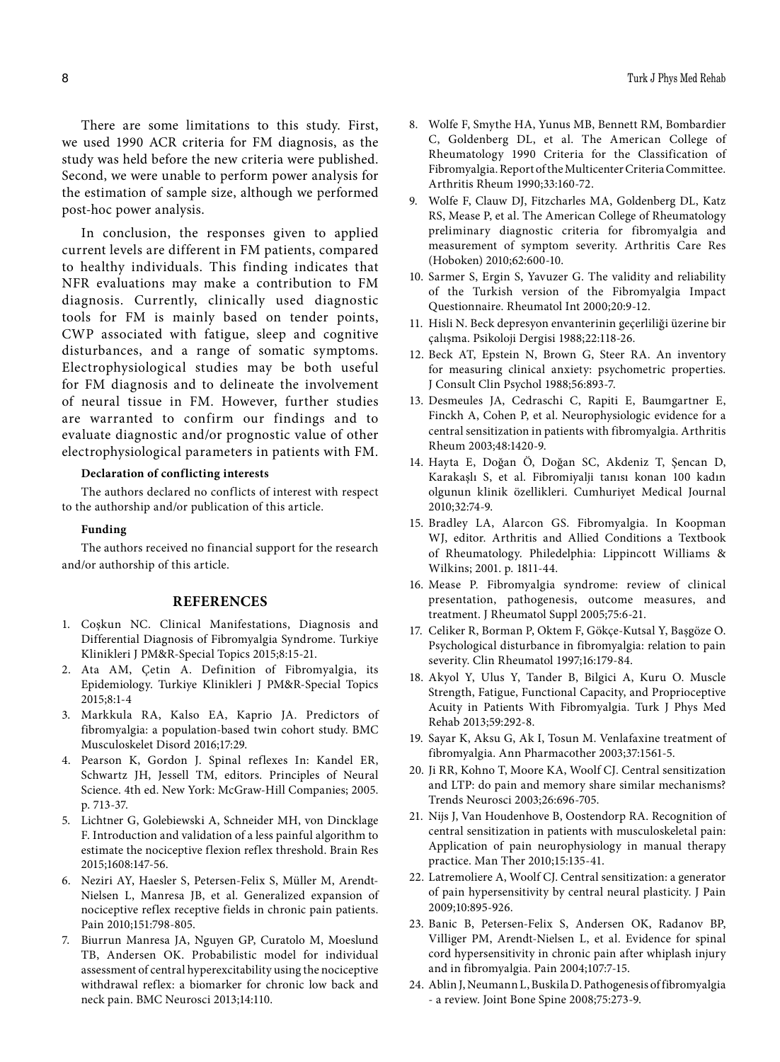There are some limitations to this study. First, we used 1990 ACR criteria for FM diagnosis, as the study was held before the new criteria were published. Second, we were unable to perform power analysis for the estimation of sample size, although we performed post-hoc power analysis.

In conclusion, the responses given to applied current levels are different in FM patients, compared to healthy individuals. This finding indicates that NFR evaluations may make a contribution to FM diagnosis. Currently, clinically used diagnostic tools for FM is mainly based on tender points, CWP associated with fatigue, sleep and cognitive disturbances, and a range of somatic symptoms. Electrophysiological studies may be both useful for FM diagnosis and to delineate the involvement of neural tissue in FM. However, further studies are warranted to confirm our findings and to evaluate diagnostic and/or prognostic value of other electrophysiological parameters in patients with FM.

**Declaration of conflicting interests**

The authors declared no conflicts of interest with respect to the authorship and/or publication of this article.

**Funding**

The authors received no financial support for the research and/or authorship of this article.

## REFERENCES

1. Coşkun NC. Clinical Manifestations, Diagnosis and Differential Diagnosis of Fibromyalgia Syndrome. Turkiye Klinikleri J PM&R-Special Topics 2015;8:15-21.
2. Ata AM, Çetin A. Definition of Fibromyalgia, its Epidemiology. Turkiye Klinikleri J PM&R-Special Topics 2015;8:1-4
3. Markkula RA, Kalso EA, Kaprio JA. Predictors of fibromyalgia: a population-based twin cohort study. BMC Musculoskelet Disord 2016;17:29.
4. Pearson K, Gordon J. Spinal reflexes In: Kandel ER, Schwartz JH, Jessell TM, editors. Principles of Neural Science. 4th ed. New York: McGraw-Hill Companies; 2005. p. 713-37.
5. Lichtner G, Golebiewski A, Schneider MH, von Dincklage F. Introduction and validation of a less painful algorithm to estimate the nociceptive flexion reflex threshold. Brain Res 2015;1608:147-56.
6. Neziri AY, Haesler S, Petersen-Felix S, Müller M, Arendt-Nielsen L, Manresa JB, et al. Generalized expansion of nociceptive reflex receptive fields in chronic pain patients. Pain 2010;151:798-805.
7. Biurrun Manresa JA, Nguyen GP, Curatolo M, Moeslund TB, Andersen OK. Probabilistic model for individual assessment of central hyperexcitability using the nociceptive withdrawal reflex: a biomarker for chronic low back and neck pain. BMC Neurosci 2013;14:110.
8. Wolfe F, Smythe HA, Yunus MB, Bennett RM, Bombardier C, Goldenberg DL, et al. The American College of Rheumatology 1990 Criteria for the Classification of Fibromyalgia. Report of the Multicenter Criteria Committee. Arthritis Rheum 1990;33:160-72.
9. Wolfe F, Clauw DJ, Fitzcharles MA, Goldenberg DL, Katz RS, Mease P, et al. The American College of Rheumatology preliminary diagnostic criteria for fibromyalgia and measurement of symptom severity. Arthritis Care Res (Hoboken) 2010;62:600-10.
10. Sarmer S, Ergin S, Yavuzer G. The validity and reliability of the Turkish version of the Fibromyalgia Impact Questionnaire. Rheumatol Int 2000;20:9-12.
11. Hisli N. Beck depresyon envanterinin geçerliliği üzerine bir çalışma. Psikoloji Dergisi 1988;22:118-26.
12. Beck AT, Epstein N, Brown G, Steer RA. An inventory for measuring clinical anxiety: psychometric properties. J Consult Clin Psychol 1988;56:893-7.
13. Desmeules JA, Cedraschi C, Rapiti E, Baumgartner E, Finckh A, Cohen P, et al. Neurophysiologic evidence for a central sensitization in patients with fibromyalgia. Arthritis Rheum 2003;48:1420-9.
14. Hayta E, Doğan Ö, Doğan SC, Akdeniz T, Şencan D, Karakaşlı S, et al. Fibromiyalji tanısı konan 100 kadın olgunun klinik özellikleri. Cumhuriyet Medical Journal 2010;32:74-9.
15. Bradley LA, Alarcon GS. Fibromyalgia. In Koopman WJ, editor. Arthritis and Allied Conditions a Textbook of Rheumatology. Philedelphia: Lippincott Williams & Wilkins; 2001. p. 1811-44.
16. Mease P. Fibromyalgia syndrome: review of clinical presentation, pathogenesis, outcome measures, and treatment. J Rheumatol Suppl 2005;75:6-21.
17. Celiker R, Borman P, Oktem F, Gökçe-Kutsal Y, Başgöze O. Psychological disturbance in fibromyalgia: relation to pain severity. Clin Rheumatol 1997;16:179-84.
18. Akyol Y, Ulus Y, Tander B, Bilgici A, Kuru O. Muscle Strength, Fatigue, Functional Capacity, and Proprioceptive Acuity in Patients With Fibromyalgia. Turk J Phys Med Rehab 2013;59:292-8.
19. Sayar K, Aksu G, Ak I, Tosun M. Venlafaxine treatment of fibromyalgia. Ann Pharmacother 2003;37:1561-5.
20. Ji RR, Kohno T, Moore KA, Woolf CJ. Central sensitization and LTP: do pain and memory share similar mechanisms? Trends Neurosci 2003;26:696-705.
21. Nijs J, Van Houdenhove B, Oostendorp RA. Recognition of central sensitization in patients with musculoskeletal pain: Application of pain neurophysiology in manual therapy practice. Man Ther 2010;15:135-41.
22. Latremoliere A, Woolf CJ. Central sensitization: a generator of pain hypersensitivity by central neural plasticity. J Pain 2009;10:895-926.
23. Banic B, Petersen-Felix S, Andersen OK, Radanov BP, Villiger PM, Arendt-Nielsen L, et al. Evidence for spinal cord hypersensitivity in chronic pain after whiplash injury and in fibromyalgia. Pain 2004;107:7-15.
24. Ablin J, Neumann L, Buskila D. Pathogenesis of fibromyalgia - a review. Joint Bone Spine 2008;75:273-9.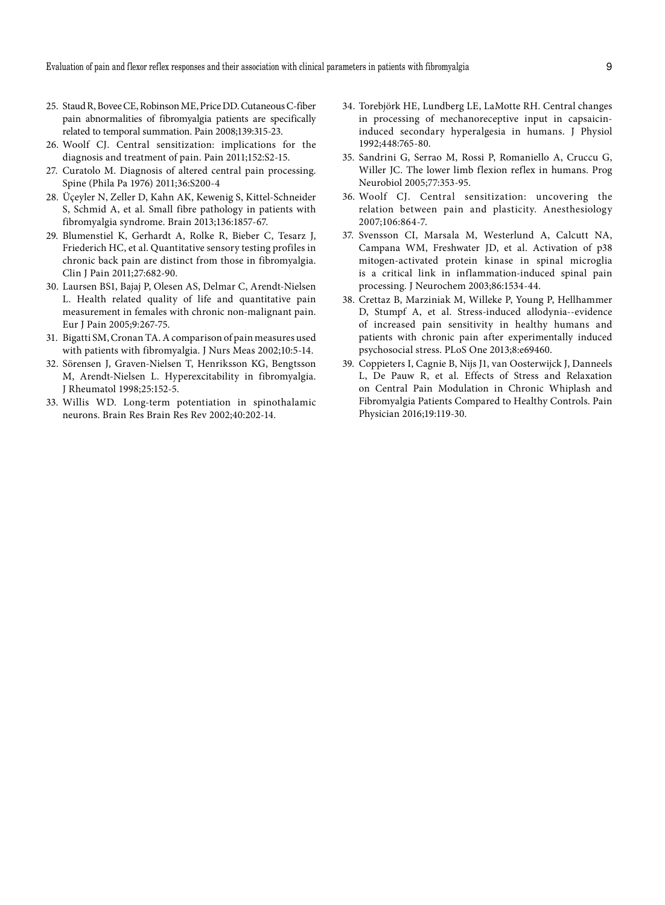25. Staud R, Bovee CE, Robinson ME, Price DD. Cutaneous C-fiber pain abnormalities of fibromyalgia patients are specifically related to temporal summation. Pain 2008;139:315-23.
26. Woolf CJ. Central sensitization: implications for the diagnosis and treatment of pain. Pain 2011;152:S2-15.
27. Curatolo M. Diagnosis of altered central pain processing. Spine (Phila Pa 1976) 2011;36:S200-4
28. Üçeyler N, Zeller D, Kahn AK, Kewenig S, Kittel-Schneider S, Schmid A, et al. Small fibre pathology in patients with fibromyalgia syndrome. Brain 2013;136:1857-67.
29. Blumenstiel K, Gerhardt A, Rolke R, Bieber C, Tesarz J, Friederich HC, et al. Quantitative sensory testing profiles in chronic back pain are distinct from those in fibromyalgia. Clin J Pain 2011;27:682-90.
30. Laursen BS1, Bajaj P, Olesen AS, Delmar C, Arendt-Nielsen L. Health related quality of life and quantitative pain measurement in females with chronic non-malignant pain. Eur J Pain 2005;9:267-75.
31. Bigatti SM, Cronan TA. A comparison of pain measures used with patients with fibromyalgia. J Nurs Meas 2002;10:5-14.
32. Sörensen J, Graven-Nielsen T, Henriksson KG, Bengtsson M, Arendt-Nielsen L. Hyperexcitability in fibromyalgia. J Rheumatol 1998;25:152-5.
33. Willis WD. Long-term potentiation in spinothalamic neurons. Brain Res Brain Res Rev 2002;40:202-14.
34. Torebjörk HE, Lundberg LE, LaMotte RH. Central changes in processing of mechanoreceptive input in capsaicin-induced secondary hyperalgesia in humans. J Physiol 1992;448:765-80.
35. Sandrini G, Serrao M, Rossi P, Romaniello A, Cruccu G, Willer JC. The lower limb flexion reflex in humans. Prog Neurobiol 2005;77:353-95.
36. Woolf CJ. Central sensitization: uncovering the relation between pain and plasticity. Anesthesiology 2007;106:864-7.
37. Svensson CI, Marsala M, Westerlund A, Calcutt NA, Campana WM, Freshwater JD, et al. Activation of p38 mitogen-activated protein kinase in spinal microglia is a critical link in inflammation-induced spinal pain processing. J Neurochem 2003;86:1534-44.
38. Crettaz B, Marziniak M, Willeke P, Young P, Hellhammer D, Stumpf A, et al. Stress-induced allodynia--evidence of increased pain sensitivity in healthy humans and patients with chronic pain after experimentally induced psychosocial stress. PLoS One 2013;8:e69460.
39. Coppieters I, Cagnie B, Nijs J1, van Oosterwijck J, Danneels L, De Pauw R, et al. Effects of Stress and Relaxation on Central Pain Modulation in Chronic Whiplash and Fibromyalgia Patients Compared to Healthy Controls. Pain Physician 2016;19:119-30.